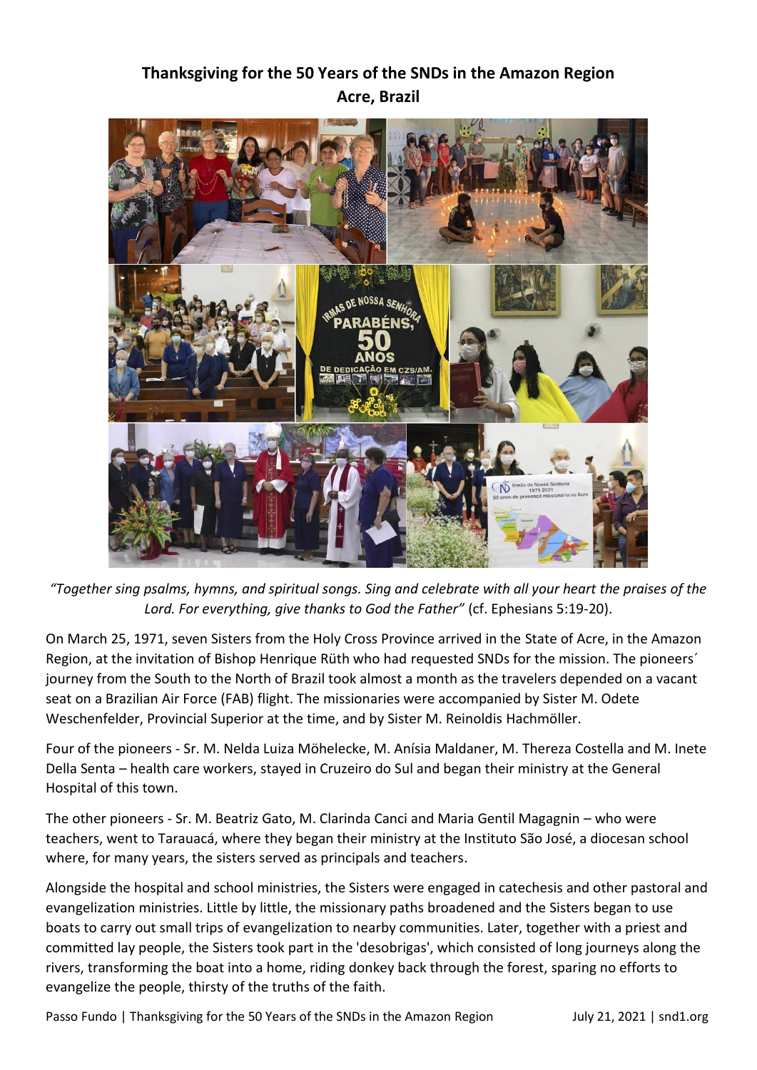# Thanksgiving for the 50 Years of the SNDs in the Amazon Region
## Acre, Brazil

*"Together sing psalms, hymns, and spiritual songs. Sing and celebrate with all your heart the praises of the Lord. For everything, give thanks to God the Father"* (cf. Ephesians 5:19-20).

On March 25, 1971, seven Sisters from the Holy Cross Province arrived in the State of Acre, in the Amazon Region, at the invitation of Bishop Henrique Rüth who had requested SNDs for the mission. The pioneers´ journey from the South to the North of Brazil took almost a month as the travelers depended on a vacant seat on a Brazilian Air Force (FAB) flight. The missionaries were accompanied by Sister M. Odete Weschenfelder, Provincial Superior at the time, and by Sister M. Reinoldis Hachmöller.

Four of the pioneers - Sr. M. Nelda Luiza Möhelecke, M. Anísia Maldaner, M. Thereza Costella and M. Inete Della Senta – health care workers, stayed in Cruzeiro do Sul and began their ministry at the General Hospital of this town.

The other pioneers - Sr. M. Beatriz Gato, M. Clarinda Canci and Maria Gentil Magagnin – who were teachers, went to Tarauacá, where they began their ministry at the Instituto São José, a diocesan school where, for many years, the sisters served as principals and teachers.

Alongside the hospital and school ministries, the Sisters were engaged in catechesis and other pastoral and evangelization ministries. Little by little, the missionary paths broadened and the Sisters began to use boats to carry out small trips of evangelization to nearby communities. Later, together with a priest and committed lay people, the Sisters took part in the 'desobrigas', which consisted of long journeys along the rivers, transforming the boat into a home, riding donkey back through the forest, sparing no efforts to evangelize the people, thirsty of the truths of the faith.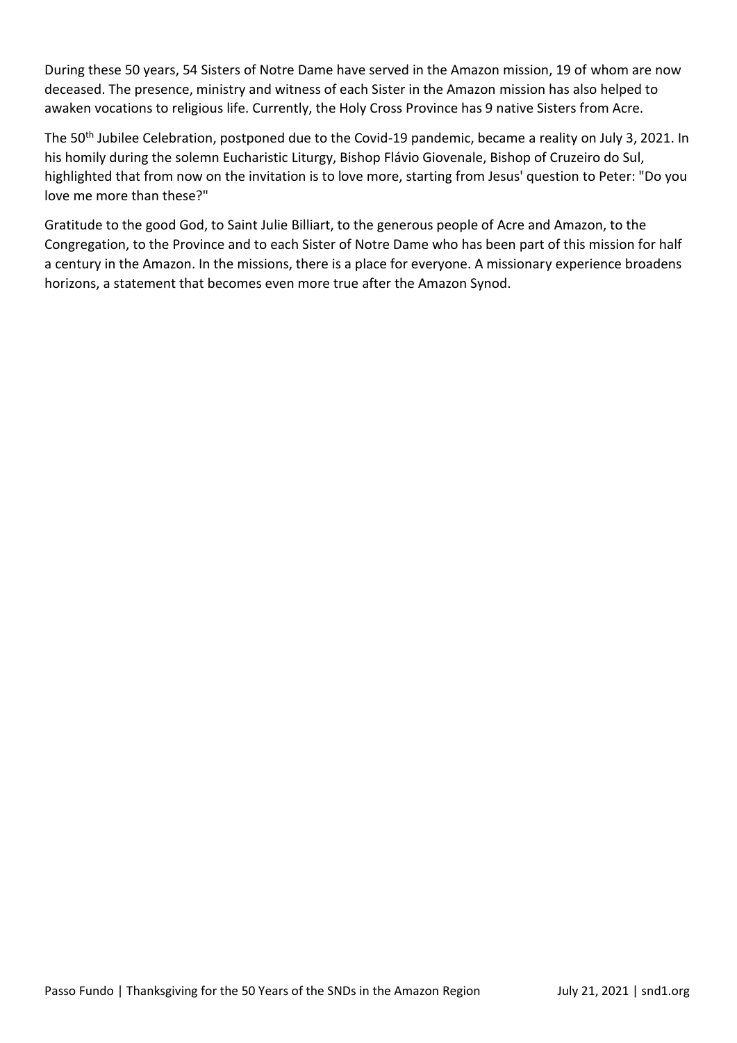During these 50 years, 54 Sisters of Notre Dame have served in the Amazon mission, 19 of whom are now deceased. The presence, ministry and witness of each Sister in the Amazon mission has also helped to awaken vocations to religious life. Currently, the Holy Cross Province has 9 native Sisters from Acre.

The 50th Jubilee Celebration, postponed due to the Covid-19 pandemic, became a reality on July 3, 2021. In his homily during the solemn Eucharistic Liturgy, Bishop Flávio Giovenale, Bishop of Cruzeiro do Sul, highlighted that from now on the invitation is to love more, starting from Jesus' question to Peter: "Do you love me more than these?"

Gratitude to the good God, to Saint Julie Billiart, to the generous people of Acre and Amazon, to the Congregation, to the Province and to each Sister of Notre Dame who has been part of this mission for half a century in the Amazon. In the missions, there is a place for everyone. A missionary experience broadens horizons, a statement that becomes even more true after the Amazon Synod.